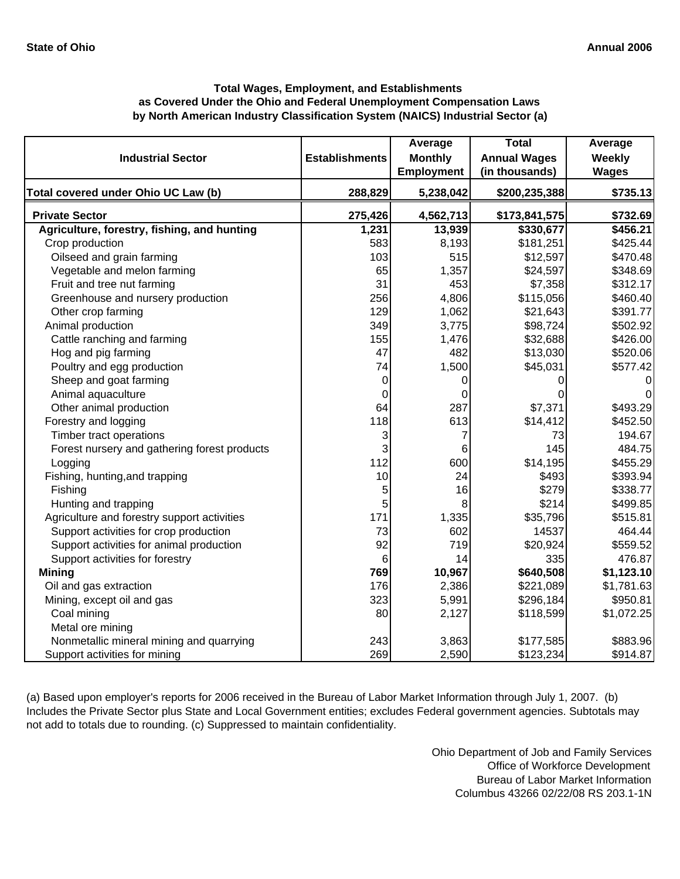**State of Ohio** **Annual 2006**

### Total Wages, Employment, and Establishments as Covered Under the Ohio and Federal Unemployment Compensation Laws by North American Industry Classification System (NAICS) Industrial Sector (a)

| Industrial Sector | Establishments | Average Monthly Employment | Total Annual Wages (in thousands) | Average Weekly Wages |
|---|---|---|---|---|
| **Total covered under Ohio UC Law (b)** | **288,829** | **5,238,042** | **$200,235,388** | **$735.13** |
| **Private Sector** | **275,426** | **4,562,713** | **$173,841,575** | **$732.69** |
| **Agriculture, forestry, fishing, and hunting** | **1,231** | **13,939** | **$330,677** | **$456.21** |
| Crop production | 583 | 8,193 | $181,251 | $425.44 |
| Oilseed and grain farming | 103 | 515 | $12,597 | $470.48 |
| Vegetable and melon farming | 65 | 1,357 | $24,597 | $348.69 |
| Fruit and tree nut farming | 31 | 453 | $7,358 | $312.17 |
| Greenhouse and nursery production | 256 | 4,806 | $115,056 | $460.40 |
| Other crop farming | 129 | 1,062 | $21,643 | $391.77 |
| Animal production | 349 | 3,775 | $98,724 | $502.92 |
| Cattle ranching and farming | 155 | 1,476 | $32,688 | $426.00 |
| Hog and pig farming | 47 | 482 | $13,030 | $520.06 |
| Poultry and egg production | 74 | 1,500 | $45,031 | $577.42 |
| Sheep and goat farming | 0 | 0 | 0 | 0 |
| Animal aquaculture | 0 | 0 | 0 | 0 |
| Other animal production | 64 | 287 | $7,371 | $493.29 |
| Forestry and logging | 118 | 613 | $14,412 | $452.50 |
| Timber tract operations | 3 | 7 | 73 | 194.67 |
| Forest nursery and gathering forest products | 3 | 6 | 145 | 484.75 |
| Logging | 112 | 600 | $14,195 | $455.29 |
| Fishing, hunting,and trapping | 10 | 24 | $493 | $393.94 |
| Fishing | 5 | 16 | $279 | $338.77 |
| Hunting and trapping | 5 | 8 | $214 | $499.85 |
| Agriculture and forestry support activities | 171 | 1,335 | $35,796 | $515.81 |
| Support activities for crop production | 73 | 602 | 14537 | 464.44 |
| Support activities for animal production | 92 | 719 | $20,924 | $559.52 |
| Support activities for forestry | 6 | 14 | 335 | 476.87 |
| **Mining** | **769** | **10,967** | **$640,508** | **$1,123.10** |
| Oil and gas extraction | 176 | 2,386 | $221,089 | $1,781.63 |
| Mining, except oil and gas | 323 | 5,991 | $296,184 | $950.81 |
| Coal mining | 80 | 2,127 | $118,599 | $1,072.25 |
| Metal ore mining | | | | |
| Nonmetallic mineral mining and quarrying | 243 | 3,863 | $177,585 | $883.96 |
| Support activities for mining | 269 | 2,590 | $123,234 | $914.87 |

(a) Based upon employer's reports for 2006 received in the Bureau of Labor Market Information through July 1, 2007. (b) Includes the Private Sector plus State and Local Government entities; excludes Federal government agencies. Subtotals may not add to totals due to rounding. (c) Suppressed to maintain confidentiality.

Ohio Department of Job and Family Services
Office of Workforce Development
Bureau of Labor Market Information
Columbus 43266 02/22/08 RS 203.1-1N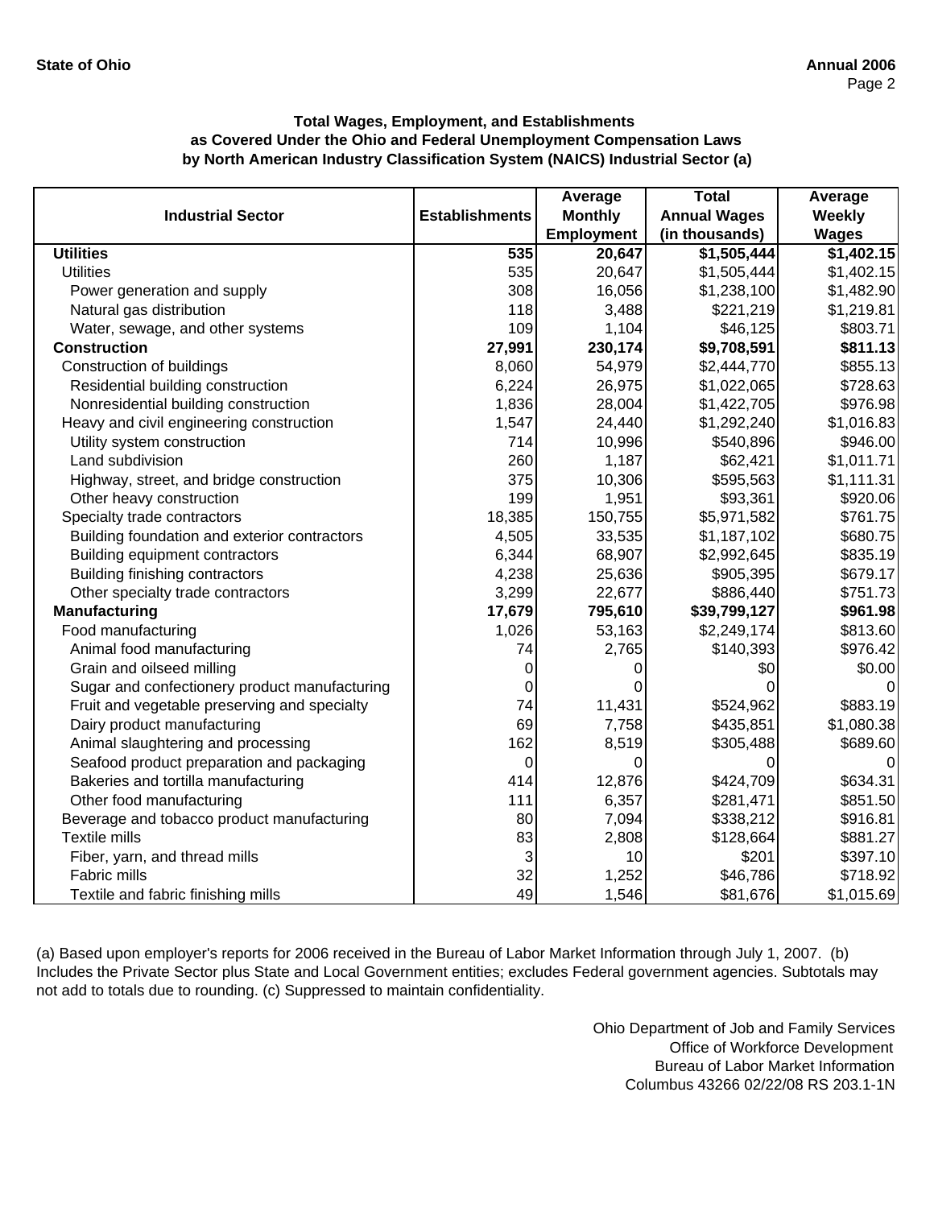**State of Ohio** **Annual 2006**

### Total Wages, Employment, and Establishments as Covered Under the Ohio and Federal Unemployment Compensation Laws by North American Industry Classification System (NAICS) Industrial Sector (a)

| Industrial Sector | Establishments | Average Monthly Employment | Total Annual Wages (in thousands) | Average Weekly Wages |
|---|---|---|---|---|
| **Utilities** | **535** | **20,647** | **$1,505,444** | **$1,402.15** |
| Utilities | 535 | 20,647 | $1,505,444 | $1,402.15 |
| Power generation and supply | 308 | 16,056 | $1,238,100 | $1,482.90 |
| Natural gas distribution | 118 | 3,488 | $221,219 | $1,219.81 |
| Water, sewage, and other systems | 109 | 1,104 | $46,125 | $803.71 |
| **Construction** | **27,991** | **230,174** | **$9,708,591** | **$811.13** |
| Construction of buildings | 8,060 | 54,979 | $2,444,770 | $855.13 |
| Residential building construction | 6,224 | 26,975 | $1,022,065 | $728.63 |
| Nonresidential building construction | 1,836 | 28,004 | $1,422,705 | $976.98 |
| Heavy and civil engineering construction | 1,547 | 24,440 | $1,292,240 | $1,016.83 |
| Utility system construction | 714 | 10,996 | $540,896 | $946.00 |
| Land subdivision | 260 | 1,187 | $62,421 | $1,011.71 |
| Highway, street, and bridge construction | 375 | 10,306 | $595,563 | $1,111.31 |
| Other heavy construction | 199 | 1,951 | $93,361 | $920.06 |
| Specialty trade contractors | 18,385 | 150,755 | $5,971,582 | $761.75 |
| Building foundation and exterior contractors | 4,505 | 33,535 | $1,187,102 | $680.75 |
| Building equipment contractors | 6,344 | 68,907 | $2,992,645 | $835.19 |
| Building finishing contractors | 4,238 | 25,636 | $905,395 | $679.17 |
| Other specialty trade contractors | 3,299 | 22,677 | $886,440 | $751.73 |
| **Manufacturing** | **17,679** | **795,610** | **$39,799,127** | **$961.98** |
| Food manufacturing | 1,026 | 53,163 | $2,249,174 | $813.60 |
| Animal food manufacturing | 74 | 2,765 | $140,393 | $976.42 |
| Grain and oilseed milling | 0 | 0 | $0 | $0.00 |
| Sugar and confectionery product manufacturing | 0 | 0 | 0 | 0 |
| Fruit and vegetable preserving and specialty | 74 | 11,431 | $524,962 | $883.19 |
| Dairy product manufacturing | 69 | 7,758 | $435,851 | $1,080.38 |
| Animal slaughtering and processing | 162 | 8,519 | $305,488 | $689.60 |
| Seafood product preparation and packaging | 0 | 0 | 0 | 0 |
| Bakeries and tortilla manufacturing | 414 | 12,876 | $424,709 | $634.31 |
| Other food manufacturing | 111 | 6,357 | $281,471 | $851.50 |
| Beverage and tobacco product manufacturing | 80 | 7,094 | $338,212 | $916.81 |
| Textile mills | 83 | 2,808 | $128,664 | $881.27 |
| Fiber, yarn, and thread mills | 3 | 10 | $201 | $397.10 |
| Fabric mills | 32 | 1,252 | $46,786 | $718.92 |
| Textile and fabric finishing mills | 49 | 1,546 | $81,676 | $1,015.69 |

(a) Based upon employer's reports for 2006 received in the Bureau of Labor Market Information through July 1, 2007. (b) Includes the Private Sector plus State and Local Government entities; excludes Federal government agencies. Subtotals may not add to totals due to rounding. (c) Suppressed to maintain confidentiality.

Ohio Department of Job and Family Services
Office of Workforce Development
Bureau of Labor Market Information
Columbus 43266 02/22/08 RS 203.1-1N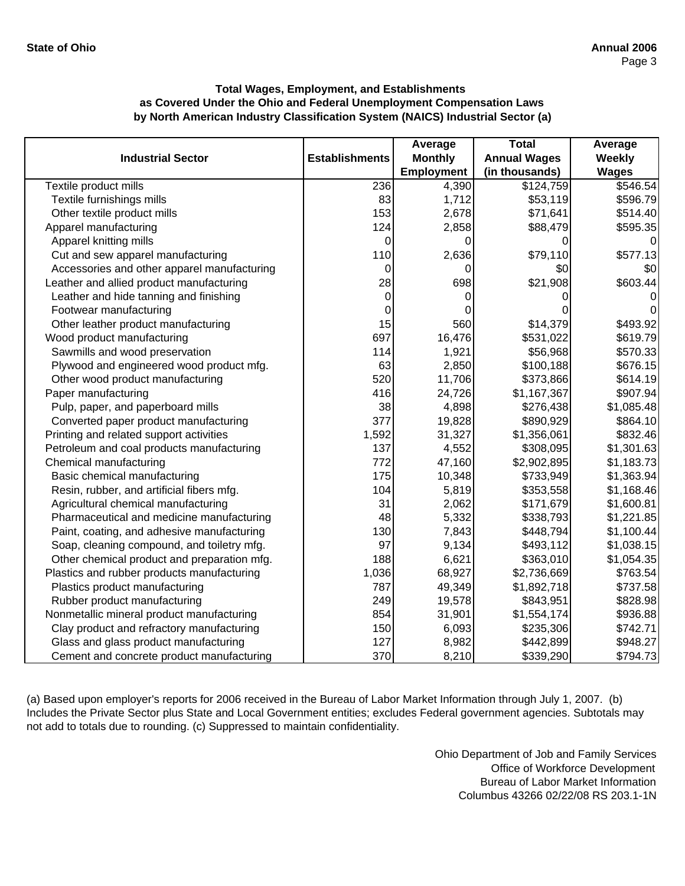State of Ohio

Annual 2006

### Total Wages, Employment, and Establishments as Covered Under the Ohio and Federal Unemployment Compensation Laws by North American Industry Classification System (NAICS) Industrial Sector (a)

| Industrial Sector | Establishments | Average Monthly Employment | Total Annual Wages (in thousands) | Average Weekly Wages |
|---|---|---|---|---|
| Textile product mills | 236 | 4,390 | $124,759 | $546.54 |
| Textile furnishings mills | 83 | 1,712 | $53,119 | $596.79 |
| Other textile product mills | 153 | 2,678 | $71,641 | $514.40 |
| Apparel manufacturing | 124 | 2,858 | $88,479 | $595.35 |
| Apparel knitting mills | 0 | 0 | 0 | 0 |
| Cut and sew apparel manufacturing | 110 | 2,636 | $79,110 | $577.13 |
| Accessories and other apparel manufacturing | 0 | 0 | $0 | $0 |
| Leather and allied product manufacturing | 28 | 698 | $21,908 | $603.44 |
| Leather and hide tanning and finishing | 0 | 0 | 0 | 0 |
| Footwear manufacturing | 0 | 0 | 0 | 0 |
| Other leather product manufacturing | 15 | 560 | $14,379 | $493.92 |
| Wood product manufacturing | 697 | 16,476 | $531,022 | $619.79 |
| Sawmills and wood preservation | 114 | 1,921 | $56,968 | $570.33 |
| Plywood and engineered wood product mfg. | 63 | 2,850 | $100,188 | $676.15 |
| Other wood product manufacturing | 520 | 11,706 | $373,866 | $614.19 |
| Paper manufacturing | 416 | 24,726 | $1,167,367 | $907.94 |
| Pulp, paper, and paperboard mills | 38 | 4,898 | $276,438 | $1,085.48 |
| Converted paper product manufacturing | 377 | 19,828 | $890,929 | $864.10 |
| Printing and related support activities | 1,592 | 31,327 | $1,356,061 | $832.46 |
| Petroleum and coal products manufacturing | 137 | 4,552 | $308,095 | $1,301.63 |
| Chemical manufacturing | 772 | 47,160 | $2,902,895 | $1,183.73 |
| Basic chemical manufacturing | 175 | 10,348 | $733,949 | $1,363.94 |
| Resin, rubber, and artificial fibers mfg. | 104 | 5,819 | $353,558 | $1,168.46 |
| Agricultural chemical manufacturing | 31 | 2,062 | $171,679 | $1,600.81 |
| Pharmaceutical and medicine manufacturing | 48 | 5,332 | $338,793 | $1,221.85 |
| Paint, coating, and adhesive manufacturing | 130 | 7,843 | $448,794 | $1,100.44 |
| Soap, cleaning compound, and toiletry mfg. | 97 | 9,134 | $493,112 | $1,038.15 |
| Other chemical product and preparation mfg. | 188 | 6,621 | $363,010 | $1,054.35 |
| Plastics and rubber products manufacturing | 1,036 | 68,927 | $2,736,669 | $763.54 |
| Plastics product manufacturing | 787 | 49,349 | $1,892,718 | $737.58 |
| Rubber product manufacturing | 249 | 19,578 | $843,951 | $828.98 |
| Nonmetallic mineral product manufacturing | 854 | 31,901 | $1,554,174 | $936.88 |
| Clay product and refractory manufacturing | 150 | 6,093 | $235,306 | $742.71 |
| Glass and glass product manufacturing | 127 | 8,982 | $442,899 | $948.27 |
| Cement and concrete product manufacturing | 370 | 8,210 | $339,290 | $794.73 |

(a) Based upon employer's reports for 2006 received in the Bureau of Labor Market Information through July 1, 2007. (b) Includes the Private Sector plus State and Local Government entities; excludes Federal government agencies. Subtotals may not add to totals due to rounding. (c) Suppressed to maintain confidentiality.

Ohio Department of Job and Family Services
Office of Workforce Development
Bureau of Labor Market Information
Columbus 43266 02/22/08 RS 203.1-1N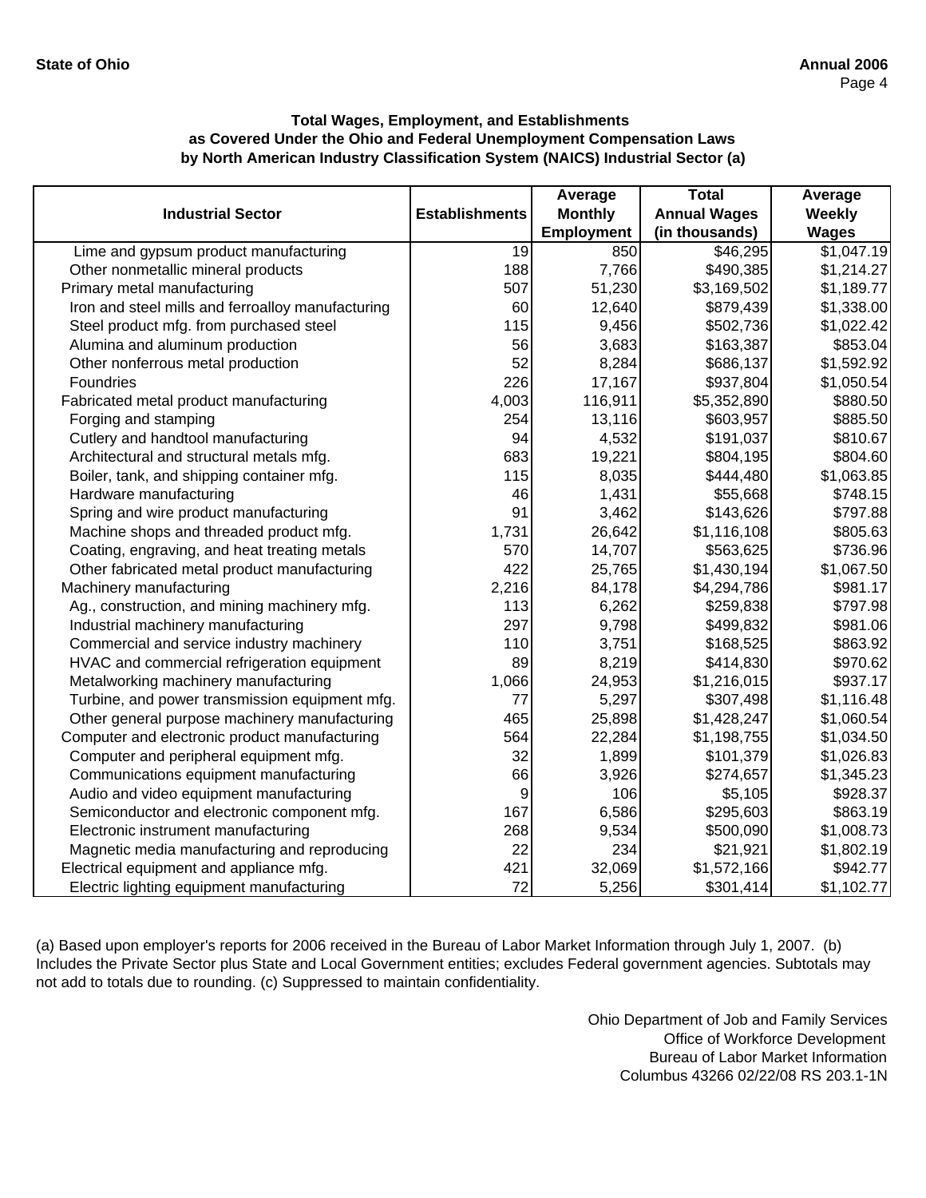**State of Ohio** **Annual 2006**

### Total Wages, Employment, and Establishments as Covered Under the Ohio and Federal Unemployment Compensation Laws by North American Industry Classification System (NAICS) Industrial Sector (a)

| Industrial Sector | Establishments | Average Monthly Employment | Total Annual Wages (in thousands) | Average Weekly Wages |
|---|---|---|---|---|
| Lime and gypsum product manufacturing | 19 | 850 | $46,295 | $1,047.19 |
| Other nonmetallic mineral products | 188 | 7,766 | $490,385 | $1,214.27 |
| Primary metal manufacturing | 507 | 51,230 | $3,169,502 | $1,189.77 |
| Iron and steel mills and ferroalloy manufacturing | 60 | 12,640 | $879,439 | $1,338.00 |
| Steel product mfg. from purchased steel | 115 | 9,456 | $502,736 | $1,022.42 |
| Alumina and aluminum production | 56 | 3,683 | $163,387 | $853.04 |
| Other nonferrous metal production | 52 | 8,284 | $686,137 | $1,592.92 |
| Foundries | 226 | 17,167 | $937,804 | $1,050.54 |
| Fabricated metal product manufacturing | 4,003 | 116,911 | $5,352,890 | $880.50 |
| Forging and stamping | 254 | 13,116 | $603,957 | $885.50 |
| Cutlery and handtool manufacturing | 94 | 4,532 | $191,037 | $810.67 |
| Architectural and structural metals mfg. | 683 | 19,221 | $804,195 | $804.60 |
| Boiler, tank, and shipping container mfg. | 115 | 8,035 | $444,480 | $1,063.85 |
| Hardware manufacturing | 46 | 1,431 | $55,668 | $748.15 |
| Spring and wire product manufacturing | 91 | 3,462 | $143,626 | $797.88 |
| Machine shops and threaded product mfg. | 1,731 | 26,642 | $1,116,108 | $805.63 |
| Coating, engraving, and heat treating metals | 570 | 14,707 | $563,625 | $736.96 |
| Other fabricated metal product manufacturing | 422 | 25,765 | $1,430,194 | $1,067.50 |
| Machinery manufacturing | 2,216 | 84,178 | $4,294,786 | $981.17 |
| Ag., construction, and mining machinery mfg. | 113 | 6,262 | $259,838 | $797.98 |
| Industrial machinery manufacturing | 297 | 9,798 | $499,832 | $981.06 |
| Commercial and service industry machinery | 110 | 3,751 | $168,525 | $863.92 |
| HVAC and commercial refrigeration equipment | 89 | 8,219 | $414,830 | $970.62 |
| Metalworking machinery manufacturing | 1,066 | 24,953 | $1,216,015 | $937.17 |
| Turbine, and power transmission equipment mfg. | 77 | 5,297 | $307,498 | $1,116.48 |
| Other general purpose machinery manufacturing | 465 | 25,898 | $1,428,247 | $1,060.54 |
| Computer and electronic product manufacturing | 564 | 22,284 | $1,198,755 | $1,034.50 |
| Computer and peripheral equipment mfg. | 32 | 1,899 | $101,379 | $1,026.83 |
| Communications equipment manufacturing | 66 | 3,926 | $274,657 | $1,345.23 |
| Audio and video equipment manufacturing | 9 | 106 | $5,105 | $928.37 |
| Semiconductor and electronic component mfg. | 167 | 6,586 | $295,603 | $863.19 |
| Electronic instrument manufacturing | 268 | 9,534 | $500,090 | $1,008.73 |
| Magnetic media manufacturing and reproducing | 22 | 234 | $21,921 | $1,802.19 |
| Electrical equipment and appliance mfg. | 421 | 32,069 | $1,572,166 | $942.77 |
| Electric lighting equipment manufacturing | 72 | 5,256 | $301,414 | $1,102.77 |

(a) Based upon employer's reports for 2006 received in the Bureau of Labor Market Information through July 1, 2007. (b) Includes the Private Sector plus State and Local Government entities; excludes Federal government agencies. Subtotals may not add to totals due to rounding. (c) Suppressed to maintain confidentiality.

Ohio Department of Job and Family Services
Office of Workforce Development
Bureau of Labor Market Information
Columbus 43266 02/22/08 RS 203.1-1N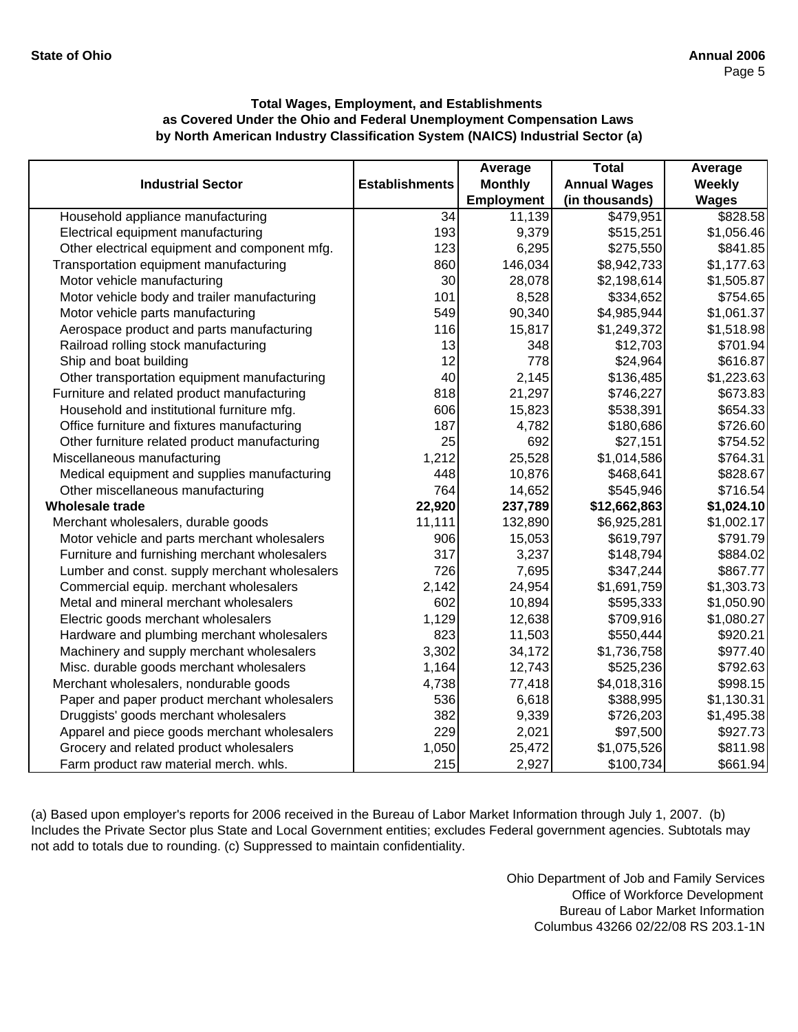### Total Wages, Employment, and Establishments as Covered Under the Ohio and Federal Unemployment Compensation Laws by North American Industry Classification System (NAICS) Industrial Sector (a)

| Industrial Sector | Establishments | Average Monthly Employment | Total Annual Wages (in thousands) | Average Weekly Wages |
|---|---|---|---|---|
| Household appliance manufacturing | 34 | 11,139 | $479,951 | $828.58 |
| Electrical equipment manufacturing | 193 | 9,379 | $515,251 | $1,056.46 |
| Other electrical equipment and component mfg. | 123 | 6,295 | $275,550 | $841.85 |
| Transportation equipment manufacturing | 860 | 146,034 | $8,942,733 | $1,177.63 |
| Motor vehicle manufacturing | 30 | 28,078 | $2,198,614 | $1,505.87 |
| Motor vehicle body and trailer manufacturing | 101 | 8,528 | $334,652 | $754.65 |
| Motor vehicle parts manufacturing | 549 | 90,340 | $4,985,944 | $1,061.37 |
| Aerospace product and parts manufacturing | 116 | 15,817 | $1,249,372 | $1,518.98 |
| Railroad rolling stock manufacturing | 13 | 348 | $12,703 | $701.94 |
| Ship and boat building | 12 | 778 | $24,964 | $616.87 |
| Other transportation equipment manufacturing | 40 | 2,145 | $136,485 | $1,223.63 |
| Furniture and related product manufacturing | 818 | 21,297 | $746,227 | $673.83 |
| Household and institutional furniture mfg. | 606 | 15,823 | $538,391 | $654.33 |
| Office furniture and fixtures manufacturing | 187 | 4,782 | $180,686 | $726.60 |
| Other furniture related product manufacturing | 25 | 692 | $27,151 | $754.52 |
| Miscellaneous manufacturing | 1,212 | 25,528 | $1,014,586 | $764.31 |
| Medical equipment and supplies manufacturing | 448 | 10,876 | $468,641 | $828.67 |
| Other miscellaneous manufacturing | 764 | 14,652 | $545,946 | $716.54 |
| **Wholesale trade** | **22,920** | **237,789** | **$12,662,863** | **$1,024.10** |
| Merchant wholesalers, durable goods | 11,111 | 132,890 | $6,925,281 | $1,002.17 |
| Motor vehicle and parts merchant wholesalers | 906 | 15,053 | $619,797 | $791.79 |
| Furniture and furnishing merchant wholesalers | 317 | 3,237 | $148,794 | $884.02 |
| Lumber and const. supply merchant wholesalers | 726 | 7,695 | $347,244 | $867.77 |
| Commercial equip. merchant wholesalers | 2,142 | 24,954 | $1,691,759 | $1,303.73 |
| Metal and mineral merchant wholesalers | 602 | 10,894 | $595,333 | $1,050.90 |
| Electric goods merchant wholesalers | 1,129 | 12,638 | $709,916 | $1,080.27 |
| Hardware and plumbing merchant wholesalers | 823 | 11,503 | $550,444 | $920.21 |
| Machinery and supply merchant wholesalers | 3,302 | 34,172 | $1,736,758 | $977.40 |
| Misc. durable goods merchant wholesalers | 1,164 | 12,743 | $525,236 | $792.63 |
| Merchant wholesalers, nondurable goods | 4,738 | 77,418 | $4,018,316 | $998.15 |
| Paper and paper product merchant wholesalers | 536 | 6,618 | $388,995 | $1,130.31 |
| Druggists' goods merchant wholesalers | 382 | 9,339 | $726,203 | $1,495.38 |
| Apparel and piece goods merchant wholesalers | 229 | 2,021 | $97,500 | $927.73 |
| Grocery and related product wholesalers | 1,050 | 25,472 | $1,075,526 | $811.98 |
| Farm product raw material merch. whls. | 215 | 2,927 | $100,734 | $661.94 |

(a) Based upon employer's reports for 2006 received in the Bureau of Labor Market Information through July 1, 2007. (b) Includes the Private Sector plus State and Local Government entities; excludes Federal government agencies. Subtotals may not add to totals due to rounding. (c) Suppressed to maintain confidentiality.

Ohio Department of Job and Family Services
Office of Workforce Development
Bureau of Labor Market Information
Columbus 43266 02/22/08 RS 203.1-1N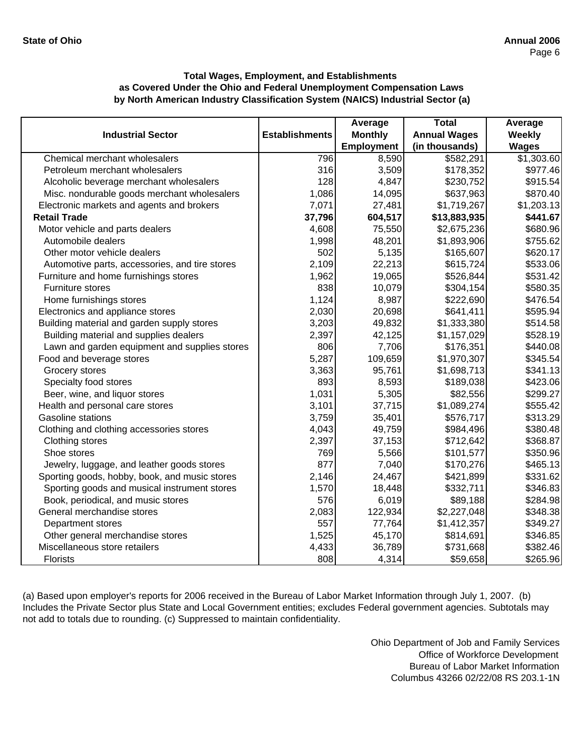**Total Wages, Employment, and Establishments**
**as Covered Under the Ohio and Federal Unemployment Compensation Laws**
**by North American Industry Classification System (NAICS) Industrial Sector (a)**

| Industrial Sector | Establishments | Average Monthly Employment | Total Annual Wages (in thousands) | Average Weekly Wages |
|---|---|---|---|---|
| Chemical merchant wholesalers | 796 | 8,590 | $582,291 | $1,303.60 |
| Petroleum merchant wholesalers | 316 | 3,509 | $178,352 | $977.46 |
| Alcoholic beverage merchant wholesalers | 128 | 4,847 | $230,752 | $915.54 |
| Misc. nondurable goods merchant wholesalers | 1,086 | 14,095 | $637,963 | $870.40 |
| Electronic markets and agents and brokers | 7,071 | 27,481 | $1,719,267 | $1,203.13 |
| **Retail Trade** | **37,796** | **604,517** | **$13,883,935** | **$441.67** |
| Motor vehicle and parts dealers | 4,608 | 75,550 | $2,675,236 | $680.96 |
| Automobile dealers | 1,998 | 48,201 | $1,893,906 | $755.62 |
| Other motor vehicle dealers | 502 | 5,135 | $165,607 | $620.17 |
| Automotive parts, accessories, and tire stores | 2,109 | 22,213 | $615,724 | $533.06 |
| Furniture and home furnishings stores | 1,962 | 19,065 | $526,844 | $531.42 |
| Furniture stores | 838 | 10,079 | $304,154 | $580.35 |
| Home furnishings stores | 1,124 | 8,987 | $222,690 | $476.54 |
| Electronics and appliance stores | 2,030 | 20,698 | $641,411 | $595.94 |
| Building material and garden supply stores | 3,203 | 49,832 | $1,333,380 | $514.58 |
| Building material and supplies dealers | 2,397 | 42,125 | $1,157,029 | $528.19 |
| Lawn and garden equipment and supplies stores | 806 | 7,706 | $176,351 | $440.08 |
| Food and beverage stores | 5,287 | 109,659 | $1,970,307 | $345.54 |
| Grocery stores | 3,363 | 95,761 | $1,698,713 | $341.13 |
| Specialty food stores | 893 | 8,593 | $189,038 | $423.06 |
| Beer, wine, and liquor stores | 1,031 | 5,305 | $82,556 | $299.27 |
| Health and personal care stores | 3,101 | 37,715 | $1,089,274 | $555.42 |
| Gasoline stations | 3,759 | 35,401 | $576,717 | $313.29 |
| Clothing and clothing accessories stores | 4,043 | 49,759 | $984,496 | $380.48 |
| Clothing stores | 2,397 | 37,153 | $712,642 | $368.87 |
| Shoe stores | 769 | 5,566 | $101,577 | $350.96 |
| Jewelry, luggage, and leather goods stores | 877 | 7,040 | $170,276 | $465.13 |
| Sporting goods, hobby, book, and music stores | 2,146 | 24,467 | $421,899 | $331.62 |
| Sporting goods and musical instrument stores | 1,570 | 18,448 | $332,711 | $346.83 |
| Book, periodical, and music stores | 576 | 6,019 | $89,188 | $284.98 |
| General merchandise stores | 2,083 | 122,934 | $2,227,048 | $348.38 |
| Department stores | 557 | 77,764 | $1,412,357 | $349.27 |
| Other general merchandise stores | 1,525 | 45,170 | $814,691 | $346.85 |
| Miscellaneous store retailers | 4,433 | 36,789 | $731,668 | $382.46 |
| Florists | 808 | 4,314 | $59,658 | $265.96 |

(a) Based upon employer's reports for 2006 received in the Bureau of Labor Market Information through July 1, 2007. (b) Includes the Private Sector plus State and Local Government entities; excludes Federal government agencies. Subtotals may not add to totals due to rounding. (c) Suppressed to maintain confidentiality.

Ohio Department of Job and Family Services
Office of Workforce Development
Bureau of Labor Market Information
Columbus 43266 02/22/08 RS 203.1-1N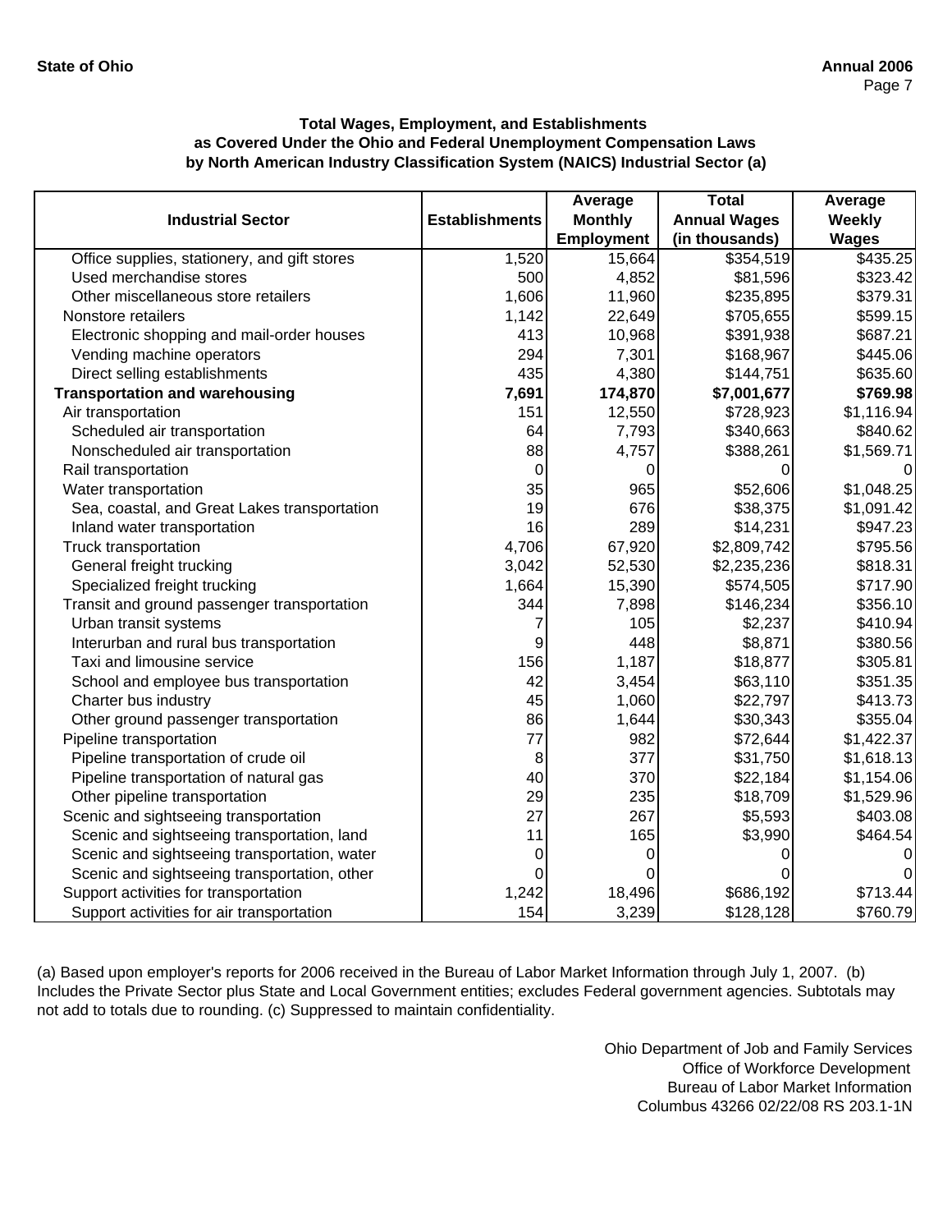### Total Wages, Employment, and Establishments as Covered Under the Ohio and Federal Unemployment Compensation Laws by North American Industry Classification System (NAICS) Industrial Sector (a)

| Industrial Sector | Establishments | Average Monthly Employment | Total Annual Wages (in thousands) | Average Weekly Wages |
|---|---|---|---|---|
| Office supplies, stationery, and gift stores | 1,520 | 15,664 | $354,519 | $435.25 |
| Used merchandise stores | 500 | 4,852 | $81,596 | $323.42 |
| Other miscellaneous store retailers | 1,606 | 11,960 | $235,895 | $379.31 |
| Nonstore retailers | 1,142 | 22,649 | $705,655 | $599.15 |
| Electronic shopping and mail-order houses | 413 | 10,968 | $391,938 | $687.21 |
| Vending machine operators | 294 | 7,301 | $168,967 | $445.06 |
| Direct selling establishments | 435 | 4,380 | $144,751 | $635.60 |
| **Transportation and warehousing** | **7,691** | **174,870** | **$7,001,677** | **$769.98** |
| Air transportation | 151 | 12,550 | $728,923 | $1,116.94 |
| Scheduled air transportation | 64 | 7,793 | $340,663 | $840.62 |
| Nonscheduled air transportation | 88 | 4,757 | $388,261 | $1,569.71 |
| Rail transportation | 0 | 0 | 0 | 0 |
| Water transportation | 35 | 965 | $52,606 | $1,048.25 |
| Sea, coastal, and Great Lakes transportation | 19 | 676 | $38,375 | $1,091.42 |
| Inland water transportation | 16 | 289 | $14,231 | $947.23 |
| Truck transportation | 4,706 | 67,920 | $2,809,742 | $795.56 |
| General freight trucking | 3,042 | 52,530 | $2,235,236 | $818.31 |
| Specialized freight trucking | 1,664 | 15,390 | $574,505 | $717.90 |
| Transit and ground passenger transportation | 344 | 7,898 | $146,234 | $356.10 |
| Urban transit systems | 7 | 105 | $2,237 | $410.94 |
| Interurban and rural bus transportation | 9 | 448 | $8,871 | $380.56 |
| Taxi and limousine service | 156 | 1,187 | $18,877 | $305.81 |
| School and employee bus transportation | 42 | 3,454 | $63,110 | $351.35 |
| Charter bus industry | 45 | 1,060 | $22,797 | $413.73 |
| Other ground passenger transportation | 86 | 1,644 | $30,343 | $355.04 |
| Pipeline transportation | 77 | 982 | $72,644 | $1,422.37 |
| Pipeline transportation of crude oil | 8 | 377 | $31,750 | $1,618.13 |
| Pipeline transportation of natural gas | 40 | 370 | $22,184 | $1,154.06 |
| Other pipeline transportation | 29 | 235 | $18,709 | $1,529.96 |
| Scenic and sightseeing transportation | 27 | 267 | $5,593 | $403.08 |
| Scenic and sightseeing transportation, land | 11 | 165 | $3,990 | $464.54 |
| Scenic and sightseeing transportation, water | 0 | 0 | 0 | 0 |
| Scenic and sightseeing transportation, other | 0 | 0 | 0 | 0 |
| Support activities for transportation | 1,242 | 18,496 | $686,192 | $713.44 |
| Support activities for air transportation | 154 | 3,239 | $128,128 | $760.79 |

(a) Based upon employer's reports for 2006 received in the Bureau of Labor Market Information through July 1, 2007. (b) Includes the Private Sector plus State and Local Government entities; excludes Federal government agencies. Subtotals may not add to totals due to rounding. (c) Suppressed to maintain confidentiality.

Ohio Department of Job and Family Services
Office of Workforce Development
Bureau of Labor Market Information
Columbus 43266 02/22/08 RS 203.1-1N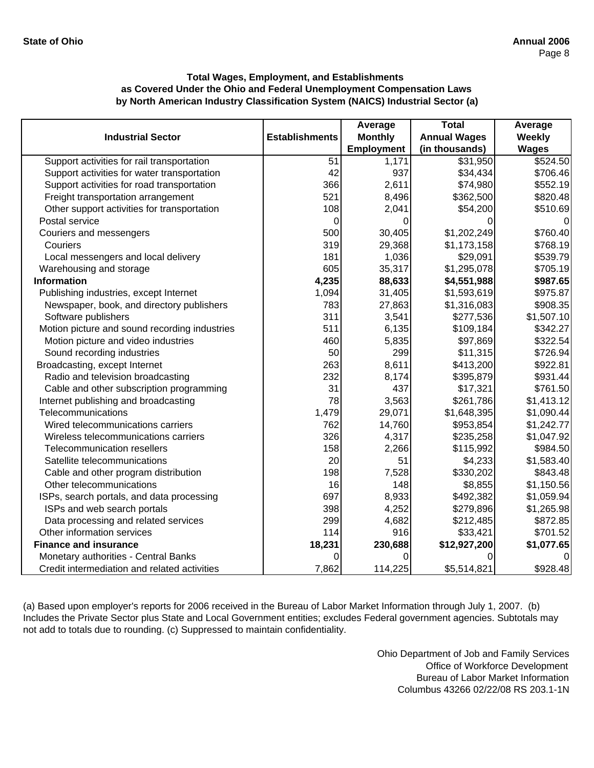### Total Wages, Employment, and Establishments as Covered Under the Ohio and Federal Unemployment Compensation Laws by North American Industry Classification System (NAICS) Industrial Sector (a)

| Industrial Sector | Establishments | Average Monthly Employment | Total Annual Wages (in thousands) | Average Weekly Wages |
|---|---|---|---|---|
| Support activities for rail transportation | 51 | 1,171 | $31,950 | $524.50 |
| Support activities for water transportation | 42 | 937 | $34,434 | $706.46 |
| Support activities for road transportation | 366 | 2,611 | $74,980 | $552.19 |
| Freight transportation arrangement | 521 | 8,496 | $362,500 | $820.48 |
| Other support activities for transportation | 108 | 2,041 | $54,200 | $510.69 |
| Postal service | 0 | 0 | 0 | 0 |
| Couriers and messengers | 500 | 30,405 | $1,202,249 | $760.40 |
| Couriers | 319 | 29,368 | $1,173,158 | $768.19 |
| Local messengers and local delivery | 181 | 1,036 | $29,091 | $539.79 |
| Warehousing and storage | 605 | 35,317 | $1,295,078 | $705.19 |
| **Information** | **4,235** | **88,633** | **$4,551,988** | **$987.65** |
| Publishing industries, except Internet | 1,094 | 31,405 | $1,593,619 | $975.87 |
| Newspaper, book, and directory publishers | 783 | 27,863 | $1,316,083 | $908.35 |
| Software publishers | 311 | 3,541 | $277,536 | $1,507.10 |
| Motion picture and sound recording industries | 511 | 6,135 | $109,184 | $342.27 |
| Motion picture and video industries | 460 | 5,835 | $97,869 | $322.54 |
| Sound recording industries | 50 | 299 | $11,315 | $726.94 |
| Broadcasting, except Internet | 263 | 8,611 | $413,200 | $922.81 |
| Radio and television broadcasting | 232 | 8,174 | $395,879 | $931.44 |
| Cable and other subscription programming | 31 | 437 | $17,321 | $761.50 |
| Internet publishing and broadcasting | 78 | 3,563 | $261,786 | $1,413.12 |
| Telecommunications | 1,479 | 29,071 | $1,648,395 | $1,090.44 |
| Wired telecommunications carriers | 762 | 14,760 | $953,854 | $1,242.77 |
| Wireless telecommunications carriers | 326 | 4,317 | $235,258 | $1,047.92 |
| Telecommunication resellers | 158 | 2,266 | $115,992 | $984.50 |
| Satellite telecommunications | 20 | 51 | $4,233 | $1,583.40 |
| Cable and other program distribution | 198 | 7,528 | $330,202 | $843.48 |
| Other telecommunications | 16 | 148 | $8,855 | $1,150.56 |
| ISPs, search portals, and data processing | 697 | 8,933 | $492,382 | $1,059.94 |
| ISPs and web search portals | 398 | 4,252 | $279,896 | $1,265.98 |
| Data processing and related services | 299 | 4,682 | $212,485 | $872.85 |
| Other information services | 114 | 916 | $33,421 | $701.52 |
| **Finance and insurance** | **18,231** | **230,688** | **$12,927,200** | **$1,077.65** |
| Monetary authorities - Central Banks | 0 | 0 | 0 | 0 |
| Credit intermediation and related activities | 7,862 | 114,225 | $5,514,821 | $928.48 |

(a) Based upon employer's reports for 2006 received in the Bureau of Labor Market Information through July 1, 2007. (b) Includes the Private Sector plus State and Local Government entities; excludes Federal government agencies. Subtotals may not add to totals due to rounding. (c) Suppressed to maintain confidentiality.

Ohio Department of Job and Family Services
Office of Workforce Development
Bureau of Labor Market Information
Columbus 43266 02/22/08 RS 203.1-1N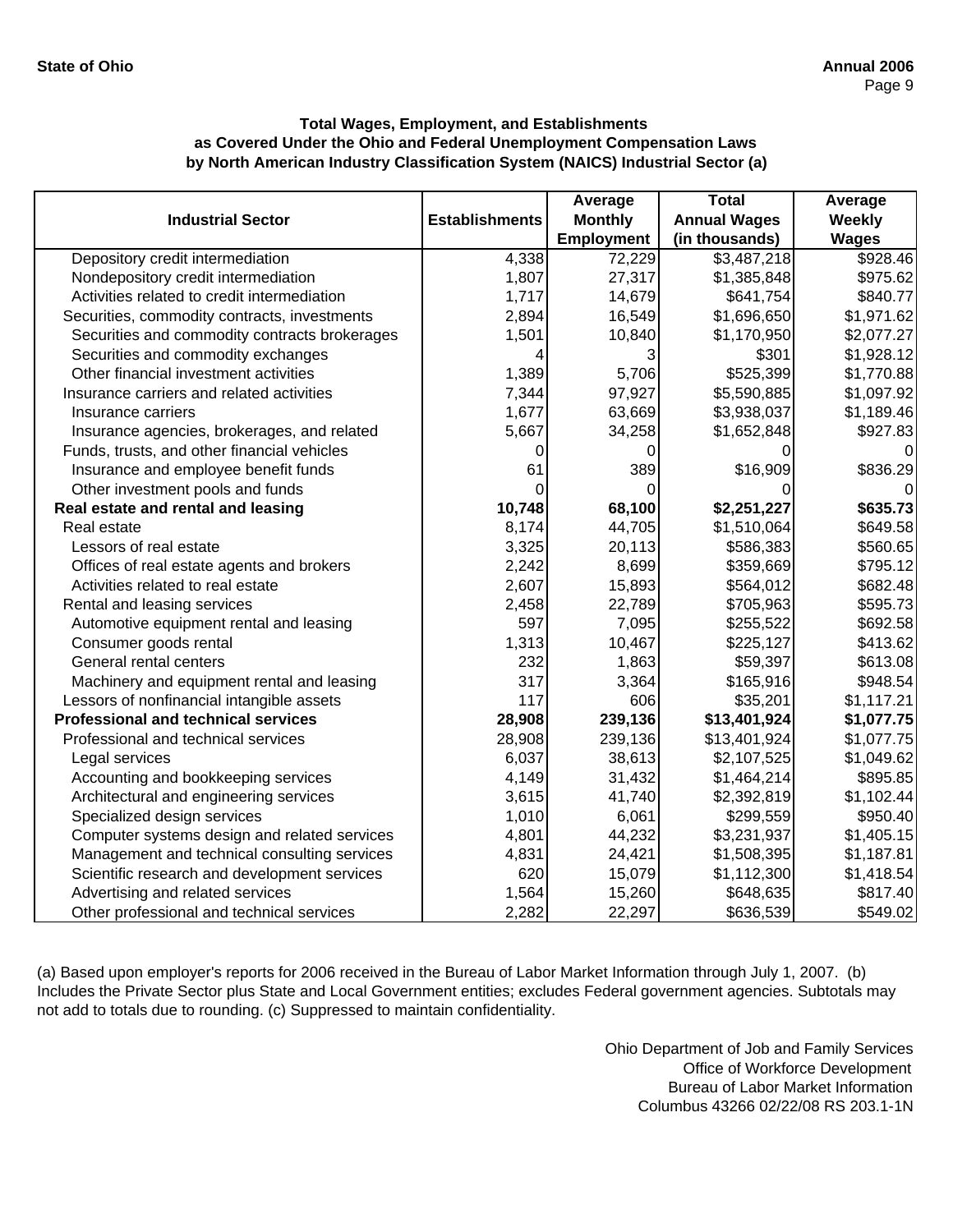### Total Wages, Employment, and Establishments as Covered Under the Ohio and Federal Unemployment Compensation Laws by North American Industry Classification System (NAICS) Industrial Sector (a)

| Industrial Sector | Establishments | Average Monthly Employment | Total Annual Wages (in thousands) | Average Weekly Wages |
|---|---|---|---|---|
| Depository credit intermediation | 4,338 | 72,229 | $3,487,218 | $928.46 |
| Nondepository credit intermediation | 1,807 | 27,317 | $1,385,848 | $975.62 |
| Activities related to credit intermediation | 1,717 | 14,679 | $641,754 | $840.77 |
| Securities, commodity contracts, investments | 2,894 | 16,549 | $1,696,650 | $1,971.62 |
| Securities and commodity contracts brokerages | 1,501 | 10,840 | $1,170,950 | $2,077.27 |
| Securities and commodity exchanges | 4 | 3 | $301 | $1,928.12 |
| Other financial investment activities | 1,389 | 5,706 | $525,399 | $1,770.88 |
| Insurance carriers and related activities | 7,344 | 97,927 | $5,590,885 | $1,097.92 |
| Insurance carriers | 1,677 | 63,669 | $3,938,037 | $1,189.46 |
| Insurance agencies, brokerages, and related | 5,667 | 34,258 | $1,652,848 | $927.83 |
| Funds, trusts, and other financial vehicles | 0 | 0 | 0 | 0 |
| Insurance and employee benefit funds | 61 | 389 | $16,909 | $836.29 |
| Other investment pools and funds | 0 | 0 | 0 | 0 |
| **Real estate and rental and leasing** | **10,748** | **68,100** | **$2,251,227** | **$635.73** |
| Real estate | 8,174 | 44,705 | $1,510,064 | $649.58 |
| Lessors of real estate | 3,325 | 20,113 | $586,383 | $560.65 |
| Offices of real estate agents and brokers | 2,242 | 8,699 | $359,669 | $795.12 |
| Activities related to real estate | 2,607 | 15,893 | $564,012 | $682.48 |
| Rental and leasing services | 2,458 | 22,789 | $705,963 | $595.73 |
| Automotive equipment rental and leasing | 597 | 7,095 | $255,522 | $692.58 |
| Consumer goods rental | 1,313 | 10,467 | $225,127 | $413.62 |
| General rental centers | 232 | 1,863 | $59,397 | $613.08 |
| Machinery and equipment rental and leasing | 317 | 3,364 | $165,916 | $948.54 |
| Lessors of nonfinancial intangible assets | 117 | 606 | $35,201 | $1,117.21 |
| **Professional and technical services** | **28,908** | **239,136** | **$13,401,924** | **$1,077.75** |
| Professional and technical services | 28,908 | 239,136 | $13,401,924 | $1,077.75 |
| Legal services | 6,037 | 38,613 | $2,107,525 | $1,049.62 |
| Accounting and bookkeeping services | 4,149 | 31,432 | $1,464,214 | $895.85 |
| Architectural and engineering services | 3,615 | 41,740 | $2,392,819 | $1,102.44 |
| Specialized design services | 1,010 | 6,061 | $299,559 | $950.40 |
| Computer systems design and related services | 4,801 | 44,232 | $3,231,937 | $1,405.15 |
| Management and technical consulting services | 4,831 | 24,421 | $1,508,395 | $1,187.81 |
| Scientific research and development services | 620 | 15,079 | $1,112,300 | $1,418.54 |
| Advertising and related services | 1,564 | 15,260 | $648,635 | $817.40 |
| Other professional and technical services | 2,282 | 22,297 | $636,539 | $549.02 |

(a) Based upon employer's reports for 2006 received in the Bureau of Labor Market Information through July 1, 2007. (b) Includes the Private Sector plus State and Local Government entities; excludes Federal government agencies. Subtotals may not add to totals due to rounding. (c) Suppressed to maintain confidentiality.

Ohio Department of Job and Family Services
Office of Workforce Development
Bureau of Labor Market Information
Columbus 43266 02/22/08 RS 203.1-1N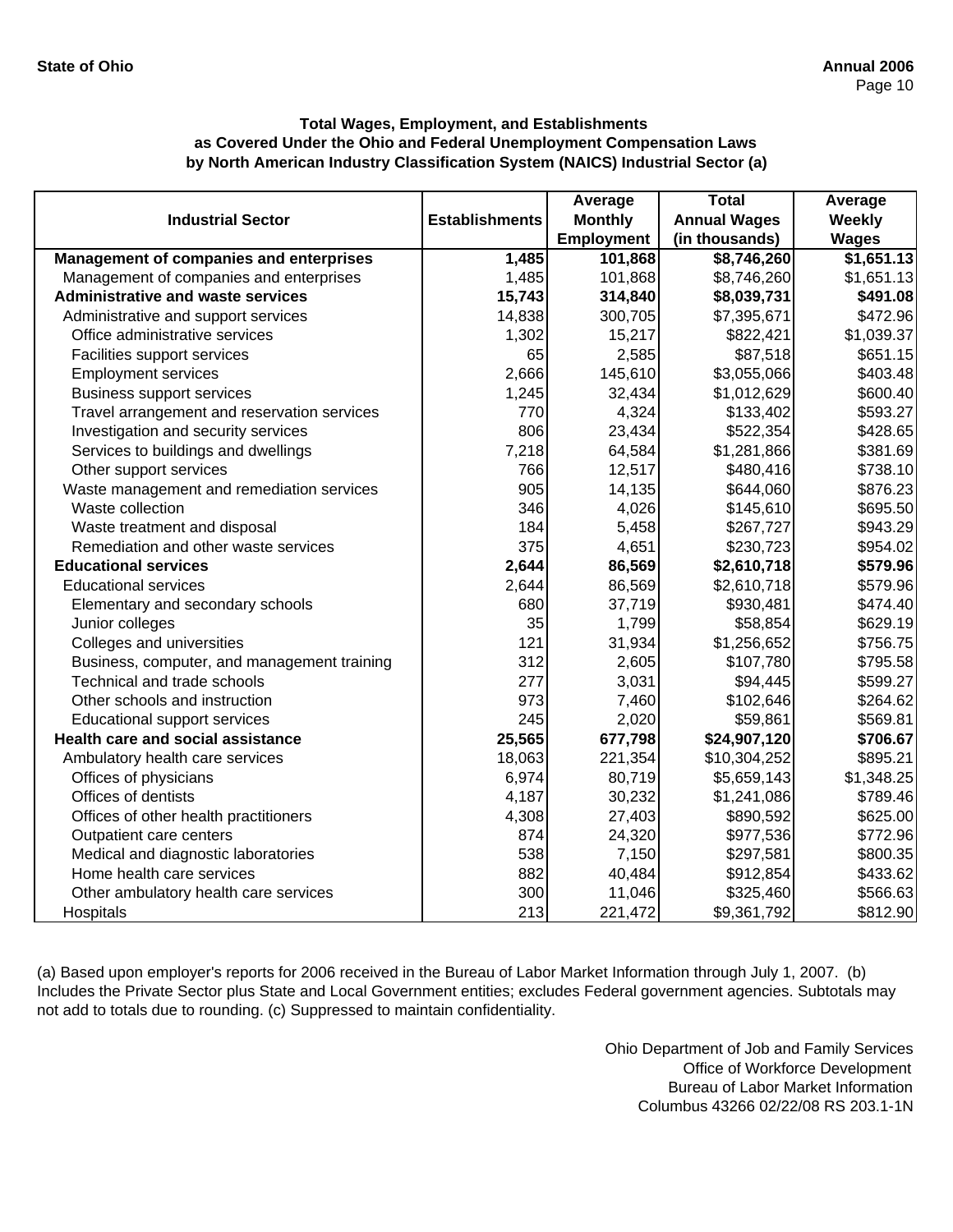**State of Ohio** **Annual 2006**

### Total Wages, Employment, and Establishments as Covered Under the Ohio and Federal Unemployment Compensation Laws by North American Industry Classification System (NAICS) Industrial Sector (a)

| Industrial Sector | Establishments | Average Monthly Employment | Total Annual Wages (in thousands) | Average Weekly Wages |
|---|---|---|---|---|
| **Management of companies and enterprises** | **1,485** | **101,868** | **$8,746,260** | **$1,651.13** |
| Management of companies and enterprises | 1,485 | 101,868 | $8,746,260 | $1,651.13 |
| **Administrative and waste services** | **15,743** | **314,840** | **$8,039,731** | **$491.08** |
| Administrative and support services | 14,838 | 300,705 | $7,395,671 | $472.96 |
| Office administrative services | 1,302 | 15,217 | $822,421 | $1,039.37 |
| Facilities support services | 65 | 2,585 | $87,518 | $651.15 |
| Employment services | 2,666 | 145,610 | $3,055,066 | $403.48 |
| Business support services | 1,245 | 32,434 | $1,012,629 | $600.40 |
| Travel arrangement and reservation services | 770 | 4,324 | $133,402 | $593.27 |
| Investigation and security services | 806 | 23,434 | $522,354 | $428.65 |
| Services to buildings and dwellings | 7,218 | 64,584 | $1,281,866 | $381.69 |
| Other support services | 766 | 12,517 | $480,416 | $738.10 |
| Waste management and remediation services | 905 | 14,135 | $644,060 | $876.23 |
| Waste collection | 346 | 4,026 | $145,610 | $695.50 |
| Waste treatment and disposal | 184 | 5,458 | $267,727 | $943.29 |
| Remediation and other waste services | 375 | 4,651 | $230,723 | $954.02 |
| **Educational services** | **2,644** | **86,569** | **$2,610,718** | **$579.96** |
| Educational services | 2,644 | 86,569 | $2,610,718 | $579.96 |
| Elementary and secondary schools | 680 | 37,719 | $930,481 | $474.40 |
| Junior colleges | 35 | 1,799 | $58,854 | $629.19 |
| Colleges and universities | 121 | 31,934 | $1,256,652 | $756.75 |
| Business, computer, and management training | 312 | 2,605 | $107,780 | $795.58 |
| Technical and trade schools | 277 | 3,031 | $94,445 | $599.27 |
| Other schools and instruction | 973 | 7,460 | $102,646 | $264.62 |
| Educational support services | 245 | 2,020 | $59,861 | $569.81 |
| **Health care and social assistance** | **25,565** | **677,798** | **$24,907,120** | **$706.67** |
| Ambulatory health care services | 18,063 | 221,354 | $10,304,252 | $895.21 |
| Offices of physicians | 6,974 | 80,719 | $5,659,143 | $1,348.25 |
| Offices of dentists | 4,187 | 30,232 | $1,241,086 | $789.46 |
| Offices of other health practitioners | 4,308 | 27,403 | $890,592 | $625.00 |
| Outpatient care centers | 874 | 24,320 | $977,536 | $772.96 |
| Medical and diagnostic laboratories | 538 | 7,150 | $297,581 | $800.35 |
| Home health care services | 882 | 40,484 | $912,854 | $433.62 |
| Other ambulatory health care services | 300 | 11,046 | $325,460 | $566.63 |
| Hospitals | 213 | 221,472 | $9,361,792 | $812.90 |

(a) Based upon employer's reports for 2006 received in the Bureau of Labor Market Information through July 1, 2007. (b) Includes the Private Sector plus State and Local Government entities; excludes Federal government agencies. Subtotals may not add to totals due to rounding. (c) Suppressed to maintain confidentiality.

Ohio Department of Job and Family Services
Office of Workforce Development
Bureau of Labor Market Information
Columbus 43266 02/22/08 RS 203.1-1N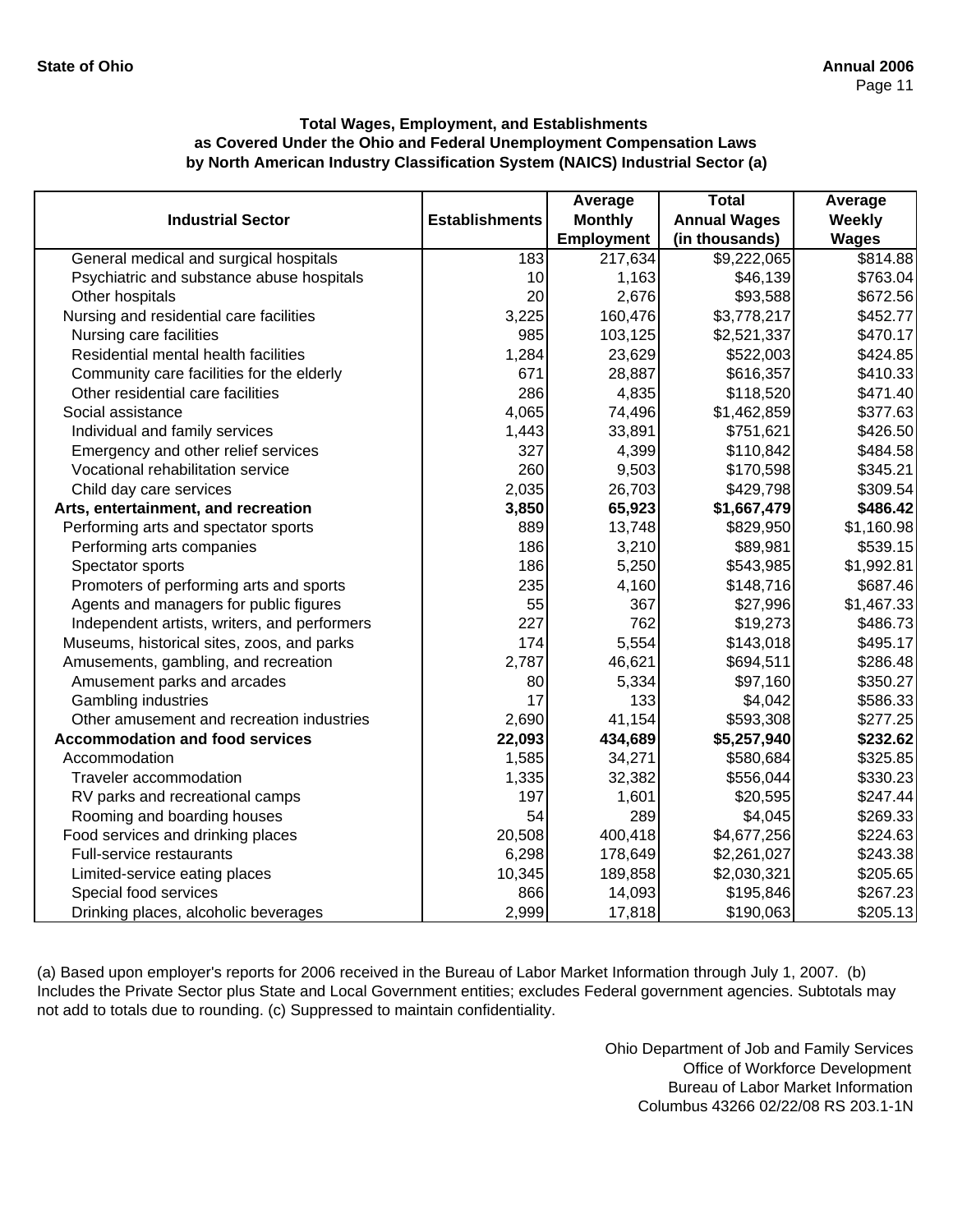### Total Wages, Employment, and Establishments as Covered Under the Ohio and Federal Unemployment Compensation Laws by North American Industry Classification System (NAICS) Industrial Sector (a)

| Industrial Sector | Establishments | Average Monthly Employment | Total Annual Wages (in thousands) | Average Weekly Wages |
|---|---|---|---|---|
| General medical and surgical hospitals | 183 | 217,634 | $9,222,065 | $814.88 |
| Psychiatric and substance abuse hospitals | 10 | 1,163 | $46,139 | $763.04 |
| Other hospitals | 20 | 2,676 | $93,588 | $672.56 |
| Nursing and residential care facilities | 3,225 | 160,476 | $3,778,217 | $452.77 |
| Nursing care facilities | 985 | 103,125 | $2,521,337 | $470.17 |
| Residential mental health facilities | 1,284 | 23,629 | $522,003 | $424.85 |
| Community care facilities for the elderly | 671 | 28,887 | $616,357 | $410.33 |
| Other residential care facilities | 286 | 4,835 | $118,520 | $471.40 |
| Social assistance | 4,065 | 74,496 | $1,462,859 | $377.63 |
| Individual and family services | 1,443 | 33,891 | $751,621 | $426.50 |
| Emergency and other relief services | 327 | 4,399 | $110,842 | $484.58 |
| Vocational rehabilitation service | 260 | 9,503 | $170,598 | $345.21 |
| Child day care services | 2,035 | 26,703 | $429,798 | $309.54 |
| **Arts, entertainment, and recreation** | **3,850** | **65,923** | **$1,667,479** | **$486.42** |
| Performing arts and spectator sports | 889 | 13,748 | $829,950 | $1,160.98 |
| Performing arts companies | 186 | 3,210 | $89,981 | $539.15 |
| Spectator sports | 186 | 5,250 | $543,985 | $1,992.81 |
| Promoters of performing arts and sports | 235 | 4,160 | $148,716 | $687.46 |
| Agents and managers for public figures | 55 | 367 | $27,996 | $1,467.33 |
| Independent artists, writers, and performers | 227 | 762 | $19,273 | $486.73 |
| Museums, historical sites, zoos, and parks | 174 | 5,554 | $143,018 | $495.17 |
| Amusements, gambling, and recreation | 2,787 | 46,621 | $694,511 | $286.48 |
| Amusement parks and arcades | 80 | 5,334 | $97,160 | $350.27 |
| Gambling industries | 17 | 133 | $4,042 | $586.33 |
| Other amusement and recreation industries | 2,690 | 41,154 | $593,308 | $277.25 |
| **Accommodation and food services** | **22,093** | **434,689** | **$5,257,940** | **$232.62** |
| Accommodation | 1,585 | 34,271 | $580,684 | $325.85 |
| Traveler accommodation | 1,335 | 32,382 | $556,044 | $330.23 |
| RV parks and recreational camps | 197 | 1,601 | $20,595 | $247.44 |
| Rooming and boarding houses | 54 | 289 | $4,045 | $269.33 |
| Food services and drinking places | 20,508 | 400,418 | $4,677,256 | $224.63 |
| Full-service restaurants | 6,298 | 178,649 | $2,261,027 | $243.38 |
| Limited-service eating places | 10,345 | 189,858 | $2,030,321 | $205.65 |
| Special food services | 866 | 14,093 | $195,846 | $267.23 |
| Drinking places, alcoholic beverages | 2,999 | 17,818 | $190,063 | $205.13 |

(a) Based upon employer's reports for 2006 received in the Bureau of Labor Market Information through July 1, 2007. (b) Includes the Private Sector plus State and Local Government entities; excludes Federal government agencies. Subtotals may not add to totals due to rounding. (c) Suppressed to maintain confidentiality.

Ohio Department of Job and Family Services
Office of Workforce Development
Bureau of Labor Market Information
Columbus 43266 02/22/08 RS 203.1-1N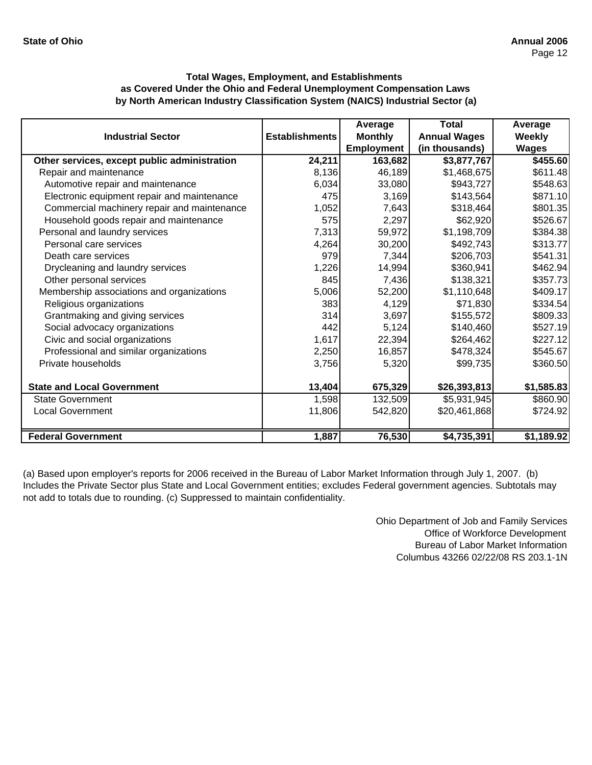**Total Wages, Employment, and Establishments as Covered Under the Ohio and Federal Unemployment Compensation Laws by North American Industry Classification System (NAICS) Industrial Sector (a)**

| Industrial Sector | Establishments | Average Monthly Employment | Total Annual Wages (in thousands) | Average Weekly Wages |
|---|---|---|---|---|
| **Other services, except public administration** | **24,211** | **163,682** | **$3,877,767** | **$455.60** |
| Repair and maintenance | 8,136 | 46,189 | $1,468,675 | $611.48 |
| Automotive repair and maintenance | 6,034 | 33,080 | $943,727 | $548.63 |
| Electronic equipment repair and maintenance | 475 | 3,169 | $143,564 | $871.10 |
| Commercial machinery repair and maintenance | 1,052 | 7,643 | $318,464 | $801.35 |
| Household goods repair and maintenance | 575 | 2,297 | $62,920 | $526.67 |
| Personal and laundry services | 7,313 | 59,972 | $1,198,709 | $384.38 |
| Personal care services | 4,264 | 30,200 | $492,743 | $313.77 |
| Death care services | 979 | 7,344 | $206,703 | $541.31 |
| Drycleaning and laundry services | 1,226 | 14,994 | $360,941 | $462.94 |
| Other personal services | 845 | 7,436 | $138,321 | $357.73 |
| Membership associations and organizations | 5,006 | 52,200 | $1,110,648 | $409.17 |
| Religious organizations | 383 | 4,129 | $71,830 | $334.54 |
| Grantmaking and giving services | 314 | 3,697 | $155,572 | $809.33 |
| Social advocacy organizations | 442 | 5,124 | $140,460 | $527.19 |
| Civic and social organizations | 1,617 | 22,394 | $264,462 | $227.12 |
| Professional and similar organizations | 2,250 | 16,857 | $478,324 | $545.67 |
| Private households | 3,756 | 5,320 | $99,735 | $360.50 |
| **State and Local Government** | **13,404** | **675,329** | **$26,393,813** | **$1,585.83** |
| State Government | 1,598 | 132,509 | $5,931,945 | $860.90 |
| Local Government | 11,806 | 542,820 | $20,461,868 | $724.92 |
| **Federal Government** | **1,887** | **76,530** | **$4,735,391** | **$1,189.92** |

(a) Based upon employer's reports for 2006 received in the Bureau of Labor Market Information through July 1, 2007. (b) Includes the Private Sector plus State and Local Government entities; excludes Federal government agencies. Subtotals may not add to totals due to rounding. (c) Suppressed to maintain confidentiality.

Ohio Department of Job and Family Services
Office of Workforce Development
Bureau of Labor Market Information
Columbus 43266 02/22/08 RS 203.1-1N